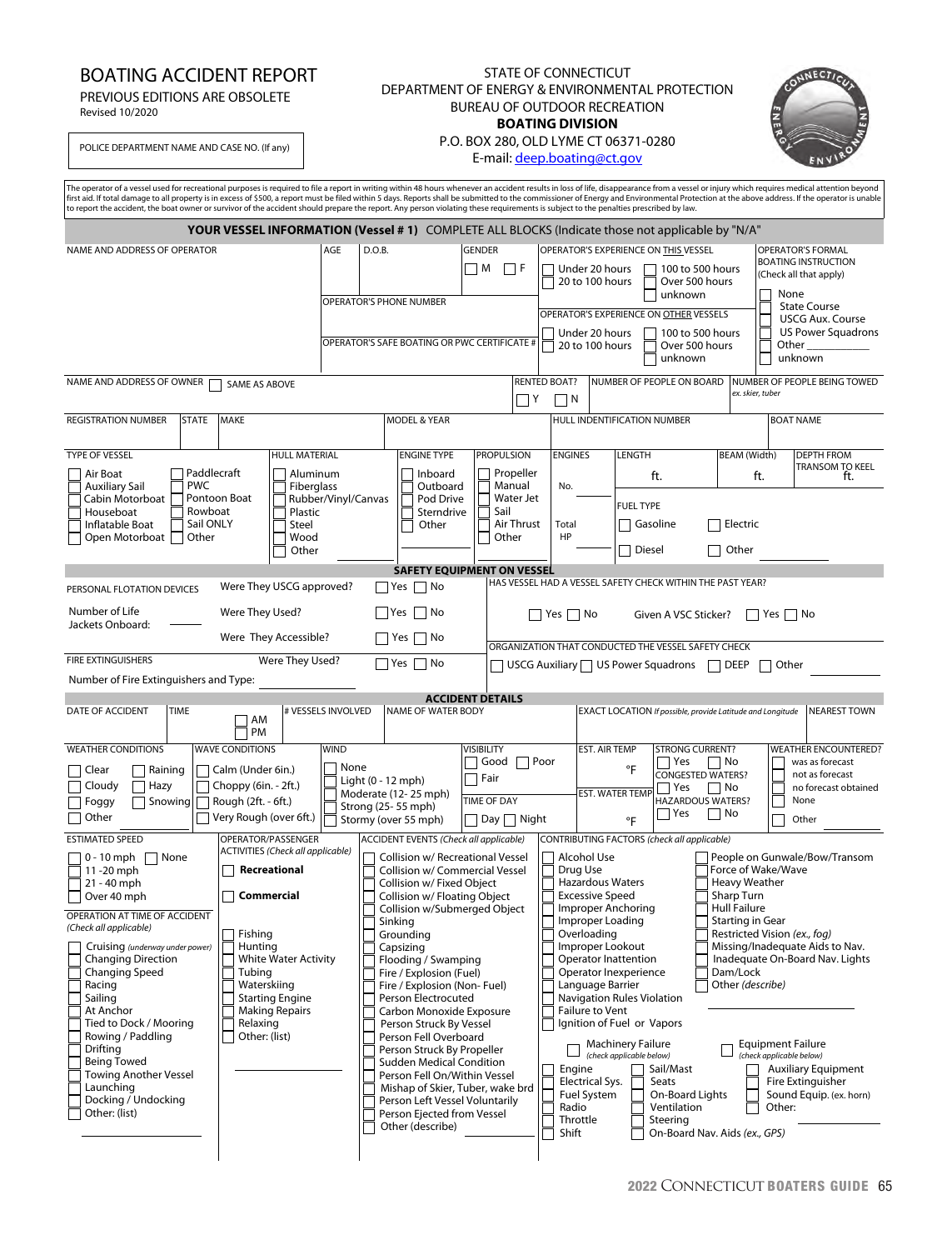# BOATING ACCIDENT REPORT

PREVIOUS EDITIONS ARE OBSOLETE
Revised 10/2020

STATE OF CONNECTICUT
DEPARTMENT OF ENERGY & ENVIRONMENTAL PROTECTION
BUREAU OF OUTDOOR RECREATION
**BOATING DIVISION**
P.O. BOX 280, OLD LYME CT 06371-0280
E-mail: deep.boating@ct.gov

POLICE DEPARTMENT NAME AND CASE NO. (If any)

The operator of a vessel used for recreational purposes is required to file a report in writing within 48 hours whenever an accident results in loss of life, disappearance from a vessel or injury which requires medical attention beyond first aid. If total damage to all property is in excess of $500, a report must be filed within 5 days. Reports shall be submitted to the commissioner of Energy and Environmental Protection at the above address. If the operator is unable to report the accident, the boat owner or survivor of the accident should prepare the report. Any person violating these requirements is subject to the penalties prescribed by law.

## YOUR VESSEL INFORMATION (Vessel # 1) COMPLETE ALL BLOCKS (Indicate those not applicable by "N/A"

| NAME AND ADDRESS OF OPERATOR | AGE | D.O.B. | GENDER ☐ M ☐ F | OPERATOR'S EXPERIENCE ON THIS VESSEL | OPERATOR'S FORMAL BOATING INSTRUCTION (Check all that apply) |
|---|---|---|---|---|---|
| | OPERATOR'S PHONE NUMBER | | | ☐ Under 20 hours ☐ 20 to 100 hours ☐ 100 to 500 hours ☐ Over 500 hours ☐ unknown | ☐ None ☐ State Course ☐ USCG Aux. Course ☐ US Power Squadrons ☐ Other ______ ☐ unknown |
| | OPERATOR'S SAFE BOATING OR PWC CERTIFICATE # | | | OPERATOR'S EXPERIENCE ON OTHER VESSELS: ☐ Under 20 hours ☐ 20 to 100 hours ☐ 100 to 500 hours ☐ Over 500 hours ☐ unknown | |

| NAME AND ADDRESS OF OWNER ☐ SAME AS ABOVE | RENTED BOAT? ☐ Y ☐ N | NUMBER OF PEOPLE ON BOARD | NUMBER OF PEOPLE BEING TOWED *ex. skier, tuber* |
|---|---|---|---|

| REGISTRATION NUMBER | STATE | MAKE | MODEL & YEAR | HULL INDENTIFICATION NUMBER | BOAT NAME |
|---|---|---|---|---|---|

| TYPE OF VESSEL | HULL MATERIAL | ENGINE TYPE | PROPULSION | ENGINES | LENGTH | BEAM (Width) | DEPTH FROM TRANSOM TO KEEL |
|---|---|---|---|---|---|---|---|
| ☐ Air Boat ☐ Auxiliary Sail ☐ Cabin Motorboat ☐ Houseboat ☐ Inflatable Boat ☐ Open Motorboat ☐ Paddlecraft ☐ PWC ☐ Pontoon Boat ☐ Rowboat ☐ Sail ONLY ☐ Other | ☐ Aluminum ☐ Fiberglass ☐ Rubber/Vinyl/Canvas ☐ Plastic ☐ Steel ☐ Wood ☐ Other | ☐ Inboard ☐ Outboard ☐ Pod Drive ☐ Sterndrive ☐ Other | ☐ Propeller ☐ Manual ☐ Water Jet ☐ Sail ☐ Air Thrust ☐ Other | No. ____ Total HP ____ | ft. | ft. | ft. |
| | | | | | FUEL TYPE: ☐ Gasoline ☐ Electric ☐ Diesel ☐ Other ______ | | |

### SAFETY EQUIPMENT ON VESSEL

| PERSONAL FLOTATION DEVICES | | HAS VESSEL HAD A VESSEL SAFETY CHECK WITHIN THE PAST YEAR? |
|---|---|---|
| Were They USCG approved? | ☐ Yes ☐ No | |
| Number of Life Jackets Onboard: ______ Were They Used? | ☐ Yes ☐ No | ☐ Yes ☐ No Given A VSC Sticker? ☐ Yes ☐ No |
| Were They Accessible? | ☐ Yes ☐ No | ORGANIZATION THAT CONDUCTED THE VESSEL SAFETY CHECK |
| FIRE EXTINGUISHERS Were They Used? | ☐ Yes ☐ No | ☐ USCG Auxiliary ☐ US Power Squadrons ☐ DEEP ☐ Other ______ |
| Number of Fire Extinguishers and Type: ______ | | |

### ACCIDENT DETAILS

| DATE OF ACCIDENT | TIME ☐ AM ☐ PM | # VESSELS INVOLVED | NAME OF WATER BODY | EXACT LOCATION *If possible, provide Latitude and Longitude* | NEAREST TOWN |
|---|---|---|---|---|---|

| WEATHER CONDITIONS | WAVE CONDITIONS | WIND | VISIBILITY | EST. AIR TEMP | STRONG CURRENT? | WEATHER ENCOUNTERED? |
|---|---|---|---|---|---|---|
| ☐ Clear ☐ Raining ☐ Cloudy ☐ Hazy ☐ Foggy ☐ Snowing ☐ Other | ☐ Calm (Under 6in.) ☐ Choppy (6in. - 2ft.) ☐ Rough (2ft. - 6ft.) ☐ Very Rough (over 6ft.) | ☐ None ☐ Light (0 - 12 mph) ☐ Moderate (12- 25 mph) ☐ Strong (25- 55 mph) ☐ Stormy (over 55 mph) | ☐ Good ☐ Poor ☐ Fair | °F | ☐ Yes ☐ No | ☐ was as forecast ☐ not as forecast ☐ no forecast obtained ☐ None ☐ Other ______ |
| | | | TIME OF DAY ☐ Day ☐ Night | EST. WATER TEMP °F | CONGESTED WATERS? ☐ Yes ☐ No HAZARDOUS WATERS? ☐ Yes ☐ No | |

**ESTIMATED SPEED**
☐ 0 - 10 mph ☐ None
☐ 11 -20 mph
☐ 21 - 40 mph
☐ Over 40 mph

**OPERATION AT TIME OF ACCIDENT** *(Check all applicable)*
☐ Cruising *(underway under power)*
☐ Changing Direction
☐ Changing Speed
☐ Racing
☐ Sailing
☐ At Anchor
☐ Tied to Dock / Mooring
☐ Rowing / Paddling
☐ Drifting
☐ Being Towed
☐ Towing Another Vessel
☐ Launching
☐ Docking / Undocking
☐ Other: (list) ______

**OPERATOR/PASSENGER ACTIVITIES** *(Check all applicable)*
☐ **Recreational**
☐ **Commercial**
☐ Fishing
☐ Hunting
☐ White Water Activity
☐ Tubing
☐ Waterskiing
☐ Starting Engine
☐ Making Repairs
☐ Relaxing
☐ Other: (list) ______

**ACCIDENT EVENTS** *(Check all applicable)*
☐ Collision w/ Recreational Vessel
☐ Collision w/ Commercial Vessel
☐ Collision w/ Fixed Object
☐ Collision w/ Floating Object
☐ Collision w/Submerged Object
☐ Sinking
☐ Grounding
☐ Capsizing
☐ Flooding / Swamping
☐ Fire / Explosion (Fuel)
☐ Fire / Explosion (Non- Fuel)
☐ Person Electrocuted
☐ Carbon Monoxide Exposure
☐ Person Struck By Vessel
☐ Person Fell Overboard
☐ Person Struck By Propeller
☐ Sudden Medical Condition
☐ Person Fell On/Within Vessel
☐ Mishap of Skier, Tuber, wake brd
☐ Person Left Vessel Voluntarily
☐ Person Ejected from Vessel
☐ Other (describe) ______

**CONTRIBUTING FACTORS** *(check all applicable)*
☐ Alcohol Use
☐ Drug Use
☐ Hazardous Waters
☐ Excessive Speed
☐ Improper Anchoring
☐ Improper Loading
☐ Overloading
☐ Improper Lookout
☐ Operator Inattention
☐ Operator Inexperience
☐ Language Barrier
☐ Navigation Rules Violation
☐ Failure to Vent
☐ Ignition of Fuel or Vapors
☐ People on Gunwale/Bow/Transom
☐ Force of Wake/Wave
☐ Heavy Weather
☐ Sharp Turn
☐ Hull Failure
☐ Starting in Gear
☐ Restricted Vision *(ex., fog)*
☐ Missing/Inadequate Aids to Nav.
☐ Inadequate On-Board Nav. Lights
☐ Dam/Lock
☐ Other *(describe)* ______

☐ Machinery Failure *(check applicable below)*
☐ Engine
☐ Electrical Sys.
☐ Fuel System
☐ Radio
☐ Throttle
☐ Shift
☐ Sail/Mast
☐ Seats
☐ On-Board Lights
☐ Ventilation
☐ Steering
☐ On-Board Nav. Aids *(ex., GPS)*

☐ Equipment Failure *(check applicable below)*
☐ Auxiliary Equipment
☐ Fire Extinguisher
☐ Sound Equip. *(ex. horn)*
☐ Other: ______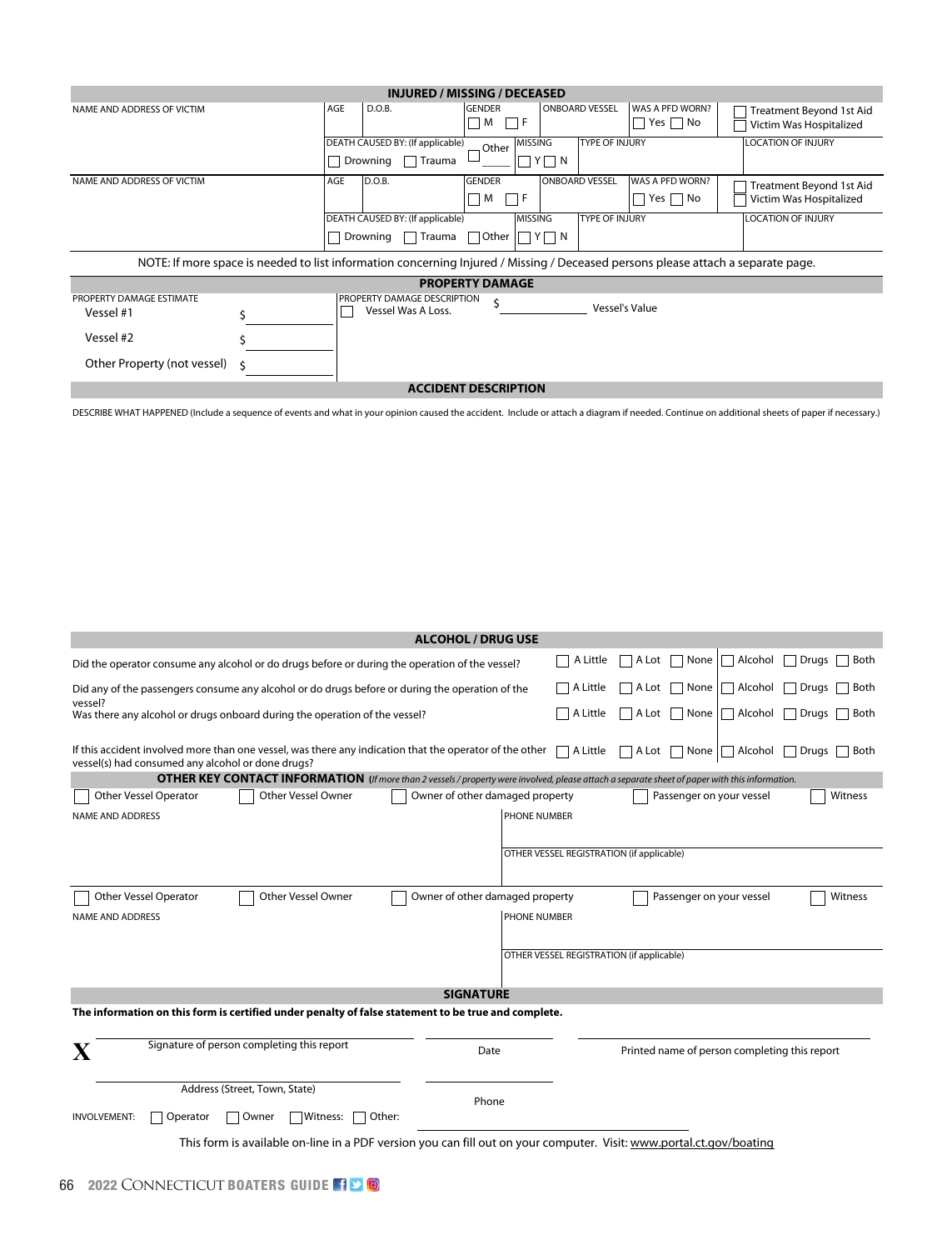## INJURED / MISSING / DECEASED

| NAME AND ADDRESS OF VICTIM | AGE | D.O.B. | GENDER | ONBOARD VESSEL | WAS A PFD WORN? | |
|---|---|---|---|---|---|---|
| | | | ☐ M ☐ F | | ☐ Yes ☐ No | ☐ Treatment Beyond 1st Aid ☐ Victim Was Hospitalized |
| | DEATH CAUSED BY: (If applicable) ☐ Drowning ☐ Trauma ☐ Other ____ | | MISSING ☐ Y ☐ N | TYPE OF INJURY | | LOCATION OF INJURY |

| NAME AND ADDRESS OF VICTIM | AGE | D.O.B. | GENDER | ONBOARD VESSEL | WAS A PFD WORN? | |
|---|---|---|---|---|---|---|
| | | | ☐ M ☐ F | | ☐ Yes ☐ No | ☐ Treatment Beyond 1st Aid ☐ Victim Was Hospitalized |
| | DEATH CAUSED BY: (If applicable) ☐ Drowning ☐ Trauma ☐ Other | | MISSING ☐ Y ☐ N | TYPE OF INJURY | | LOCATION OF INJURY |

NOTE: If more space is needed to list information concerning Injured / Missing / Deceased persons please attach a separate page.

## PROPERTY DAMAGE

PROPERTY DAMAGE ESTIMATE

Vessel #1 $ ____________

Vessel #2 $ ____________

Other Property (not vessel) $ ____________

PROPERTY DAMAGE DESCRIPTION

☐ Vessel Was A Loss. $ ____________ Vessel's Value

## ACCIDENT DESCRIPTION

DESCRIBE WHAT HAPPENED (Include a sequence of events and what in your opinion caused the accident. Include or attach a diagram if needed. Continue on additional sheets of paper if necessary.)

## ALCOHOL / DRUG USE

| | | |
|---|---|---|
| Did the operator consume any alcohol or do drugs before or during the operation of the vessel? | ☐ A Little ☐ A Lot ☐ None | ☐ Alcohol ☐ Drugs ☐ Both |
| Did any of the passengers consume any alcohol or do drugs before or during the operation of the vessel? | ☐ A Little ☐ A Lot ☐ None | ☐ Alcohol ☐ Drugs ☐ Both |
| Was there any alcohol or drugs onboard during the operation of the vessel? | ☐ A Little ☐ A Lot ☐ None | ☐ Alcohol ☐ Drugs ☐ Both |
| If this accident involved more than one vessel, was there any indication that the operator of the other vessel(s) had consumed any alcohol or done drugs? | ☐ A Little ☐ A Lot ☐ None | ☐ Alcohol ☐ Drugs ☐ Both |

## OTHER KEY CONTACT INFORMATION

*(If more than 2 vessels / property were involved, please attach a separate sheet of paper with this information.*

☐ Other Vessel Operator ☐ Other Vessel Owner ☐ Owner of other damaged property ☐ Passenger on your vessel ☐ Witness

NAME AND ADDRESS

PHONE NUMBER

OTHER VESSEL REGISTRATION (if applicable)

☐ Other Vessel Operator ☐ Other Vessel Owner ☐ Owner of other damaged property ☐ Passenger on your vessel ☐ Witness

NAME AND ADDRESS

PHONE NUMBER

OTHER VESSEL REGISTRATION (if applicable)

## SIGNATURE

**The information on this form is certified under penalty of false statement to be true and complete.**

X ____________ Signature of person completing this report

____________ Date

____________ Printed name of person completing this report

____________ Address (Street, Town, State)

____________ Phone

INVOLVEMENT: ☐ Operator ☐ Owner ☐ Witness: ☐ Other: ____________

This form is available on-line in a PDF version you can fill out on your computer. Visit: www.portal.ct.gov/boating